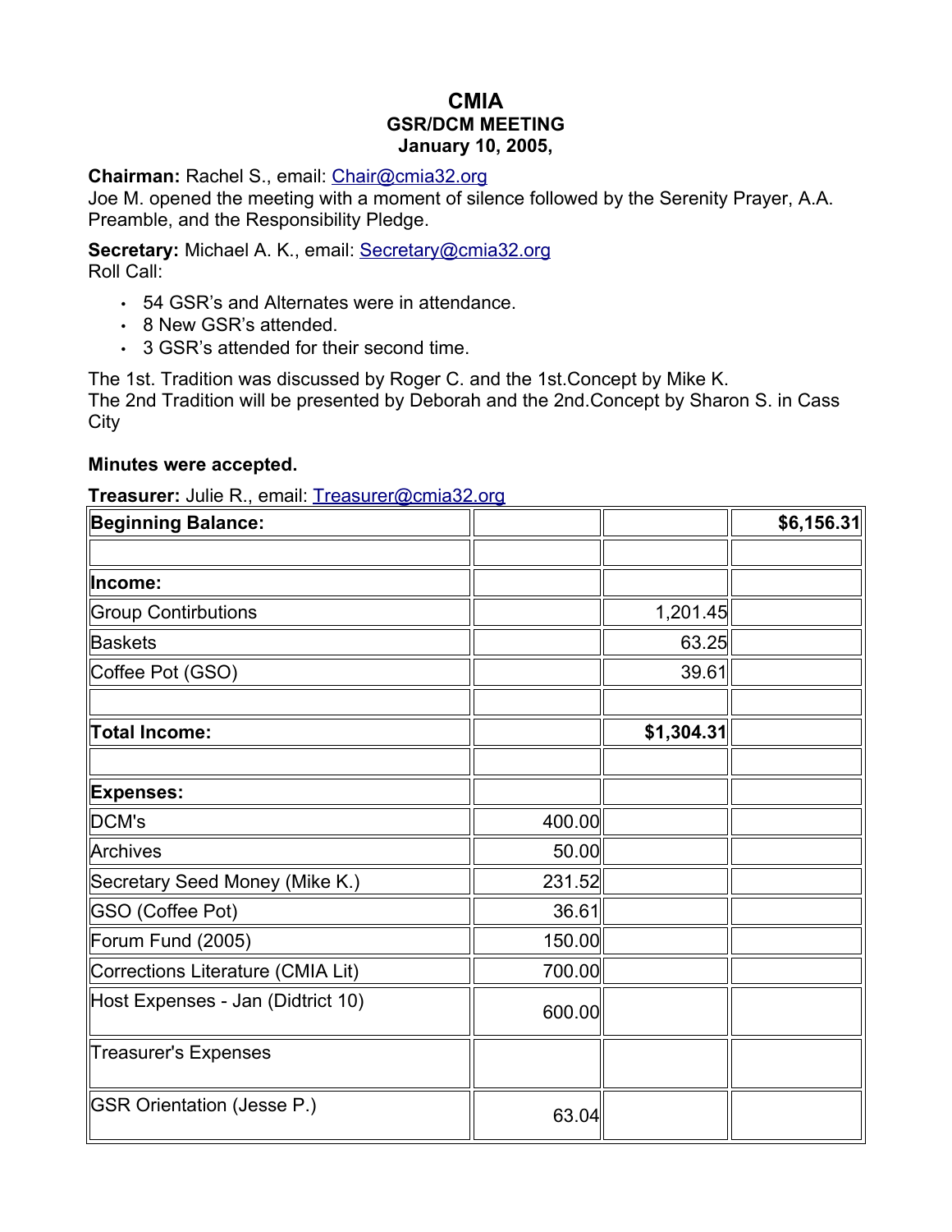# CMIA
## GSR/DCM MEETING
### January 10, 2005,

**Chairman:** Rachel S., email: Chair@cmia32.org
Joe M. opened the meeting with a moment of silence followed by the Serenity Prayer, A.A. Preamble, and the Responsibility Pledge.

**Secretary:** Michael A. K., email: Secretary@cmia32.org
Roll Call:

- 54 GSR's and Alternates were in attendance.
- 8 New GSR's attended.
- 3 GSR's attended for their second time.

The 1st. Tradition was discussed by Roger C. and the 1st.Concept by Mike K.
The 2nd Tradition will be presented by Deborah and the 2nd.Concept by Sharon S. in Cass City

**Minutes were accepted.**

**Treasurer:** Julie R., email: Treasurer@cmia32.org

| **Beginning Balance:** | | | **$6,156.31** |
|---|---|---|---|
| | | | |
| **Income:** | | | |
| Group Contirbutions | | 1,201.45 | |
| Baskets | | 63.25 | |
| Coffee Pot (GSO) | | 39.61 | |
| | | | |
| **Total Income:** | | **$1,304.31** | |
| | | | |
| **Expenses:** | | | |
| DCM's | 400.00 | | |
| Archives | 50.00 | | |
| Secretary Seed Money (Mike K.) | 231.52 | | |
| GSO (Coffee Pot) | 36.61 | | |
| Forum Fund (2005) | 150.00 | | |
| Corrections Literature (CMIA Lit) | 700.00 | | |
| Host Expenses - Jan (Didtrict 10) | 600.00 | | |
| Treasurer's Expenses | | | |
| GSR Orientation (Jesse P.) | 63.04 | | |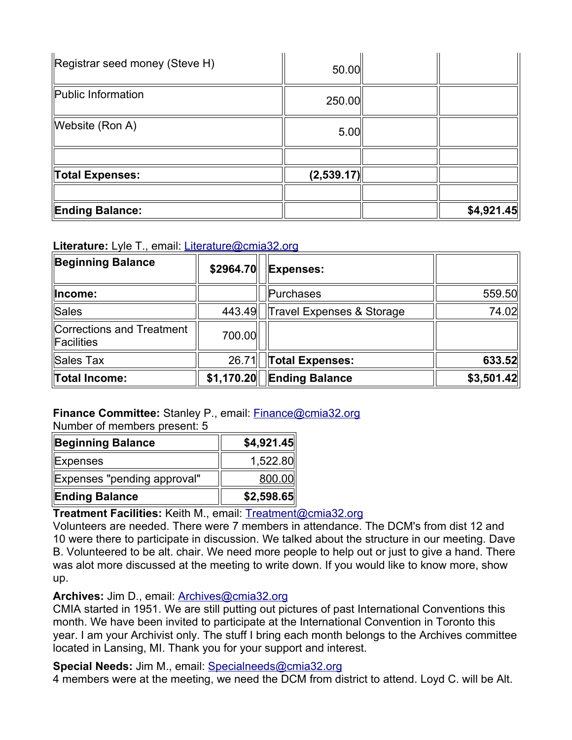| | | | |
|---|---|---|---|
| Registrar seed money (Steve H) | 50.00 | | |
| Public Information | 250.00 | | |
| Website (Ron A) | 5.00 | | |
| | | | |
| **Total Expenses:** | **(2,539.17)** | | |
| | | | |
| **Ending Balance:** | | | **$4,921.45** |

**Literature:** Lyle T., email: Literature@cmia32.org

| **Beginning Balance** | **$2964.70** | | **Expenses:** | |
|---|---|---|---|---|
| **Income:** | | | Purchases | 559.50 |
| Sales | 443.49 | | Travel Expenses & Storage | 74.02 |
| Corrections and Treatment Facilities | 700.00 | | | |
| Sales Tax | 26.71 | | **Total Expenses:** | **633.52** |
| **Total Income:** | **$1,170.20** | | **Ending Balance** | **$3,501.42** |

**Finance Committee:** Stanley P., email: Finance@cmia32.org
Number of members present: 5

| **Beginning Balance** | **$4,921.45** |
|---|---|
| Expenses | 1,522.80 |
| Expenses "pending approval" | 800.00 |
| **Ending Balance** | **$2,598.65** |

**Treatment Facilities:** Keith M., email: Treatment@cmia32.org
Volunteers are needed. There were 7 members in attendance. The DCM's from dist 12 and 10 were there to participate in discussion. We talked about the structure in our meeting. Dave B. Volunteered to be alt. chair. We need more people to help out or just to give a hand. There was alot more discussed at the meeting to write down. If you would like to know more, show up.

**Archives:** Jim D., email: Archives@cmia32.org
CMIA started in 1951. We are still putting out pictures of past International Conventions this month. We have been invited to participate at the International Convention in Toronto this year. I am your Archivist only. The stuff I bring each month belongs to the Archives committee located in Lansing, MI. Thank you for your support and interest.

**Special Needs:** Jim M., email: Specialneeds@cmia32.org
4 members were at the meeting, we need the DCM from district to attend. Loyd C. will be Alt.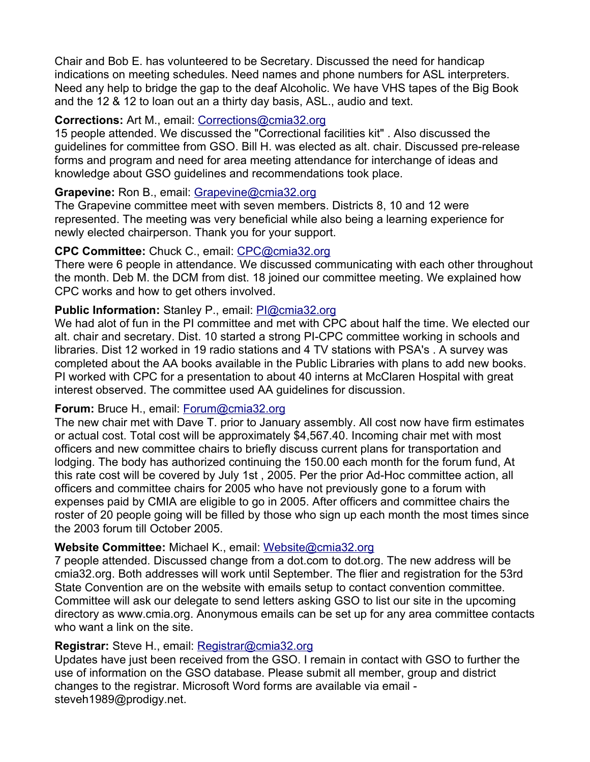Chair and Bob E. has volunteered to be Secretary. Discussed the need for handicap indications on meeting schedules. Need names and phone numbers for ASL interpreters. Need any help to bridge the gap to the deaf Alcoholic. We have VHS tapes of the Big Book and the 12 & 12 to loan out an a thirty day basis, ASL., audio and text.

**Corrections:** Art M., email: Corrections@cmia32.org
15 people attended. We discussed the "Correctional facilities kit" . Also discussed the guidelines for committee from GSO. Bill H. was elected as alt. chair. Discussed pre-release forms and program and need for area meeting attendance for interchange of ideas and knowledge about GSO guidelines and recommendations took place.

**Grapevine:** Ron B., email: Grapevine@cmia32.org
The Grapevine committee meet with seven members. Districts 8, 10 and 12 were represented. The meeting was very beneficial while also being a learning experience for newly elected chairperson. Thank you for your support.

**CPC Committee:** Chuck C., email: CPC@cmia32.org
There were 6 people in attendance. We discussed communicating with each other throughout the month. Deb M. the DCM from dist. 18 joined our committee meeting. We explained how CPC works and how to get others involved.

**Public Information:** Stanley P., email: PI@cmia32.org
We had alot of fun in the PI committee and met with CPC about half the time. We elected our alt. chair and secretary. Dist. 10 started a strong PI-CPC committee working in schools and libraries. Dist 12 worked in 19 radio stations and 4 TV stations with PSA's . A survey was completed about the AA books available in the Public Libraries with plans to add new books. PI worked with CPC for a presentation to about 40 interns at McClaren Hospital with great interest observed. The committee used AA guidelines for discussion.

**Forum:** Bruce H., email: Forum@cmia32.org
The new chair met with Dave T. prior to January assembly. All cost now have firm estimates or actual cost. Total cost will be approximately $4,567.40. Incoming chair met with most officers and new committee chairs to briefly discuss current plans for transportation and lodging. The body has authorized continuing the 150.00 each month for the forum fund, At this rate cost will be covered by July 1st , 2005. Per the prior Ad-Hoc committee action, all officers and committee chairs for 2005 who have not previously gone to a forum with expenses paid by CMIA are eligible to go in 2005. After officers and committee chairs the roster of 20 people going will be filled by those who sign up each month the most times since the 2003 forum till October 2005.

**Website Committee:** Michael K., email: Website@cmia32.org
7 people attended. Discussed change from a dot.com to dot.org. The new address will be cmia32.org. Both addresses will work until September. The flier and registration for the 53rd State Convention are on the website with emails setup to contact convention committee. Committee will ask our delegate to send letters asking GSO to list our site in the upcoming directory as www.cmia.org. Anonymous emails can be set up for any area committee contacts who want a link on the site.

**Registrar:** Steve H., email: Registrar@cmia32.org
Updates have just been received from the GSO. I remain in contact with GSO to further the use of information on the GSO database. Please submit all member, group and district changes to the registrar. Microsoft Word forms are available via email - steveh1989@prodigy.net.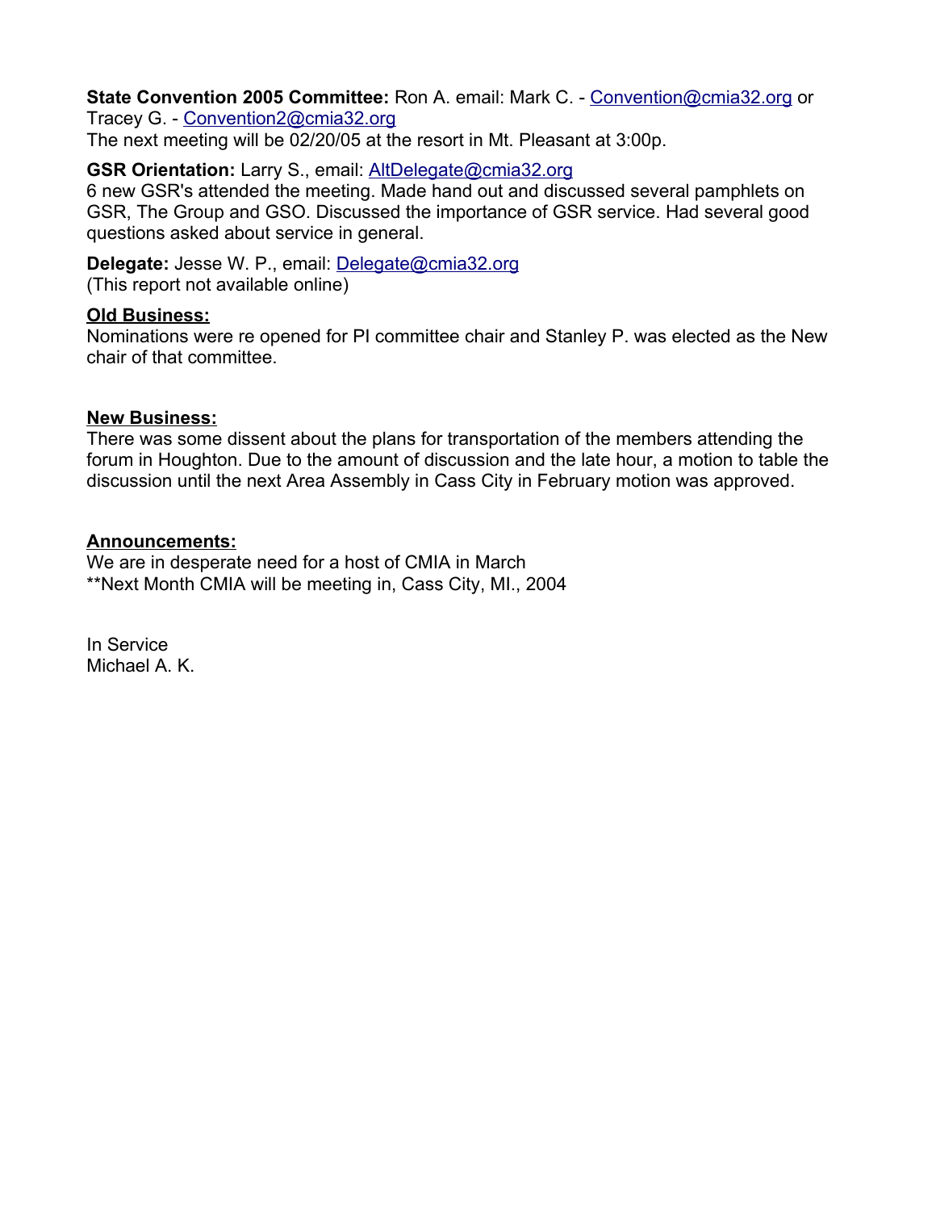**State Convention 2005 Committee:** Ron A. email: Mark C. - Convention@cmia32.org or Tracey G. - Convention2@cmia32.org
The next meeting will be 02/20/05 at the resort in Mt. Pleasant at 3:00p.

**GSR Orientation:** Larry S., email: AltDelegate@cmia32.org
6 new GSR's attended the meeting. Made hand out and discussed several pamphlets on GSR, The Group and GSO. Discussed the importance of GSR service. Had several good questions asked about service in general.

**Delegate:** Jesse W. P., email: Delegate@cmia32.org
(This report not available online)

**<u>Old Business:</u>**
Nominations were re opened for PI committee chair and Stanley P. was elected as the New chair of that committee.

**<u>New Business:</u>**
There was some dissent about the plans for transportation of the members attending the forum in Houghton. Due to the amount of discussion and the late hour, a motion to table the discussion until the next Area Assembly in Cass City in February motion was approved.

**<u>Announcements:</u>**
We are in desperate need for a host of CMIA in March
**Next Month CMIA will be meeting in, Cass City, MI., 2004

In Service
Michael A. K.